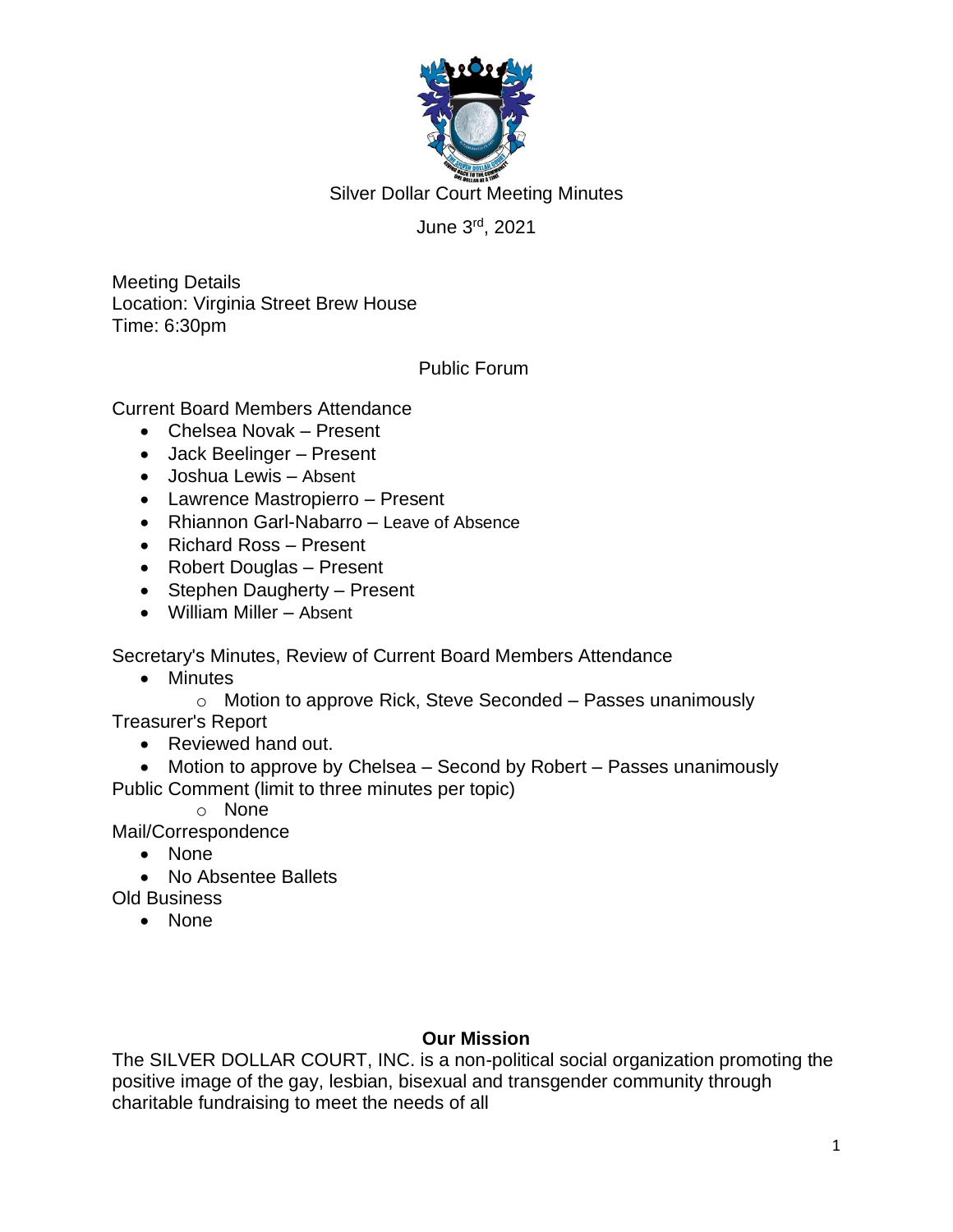# Silver Dollar Court Meeting Minutes

June 3rd, 2021

Meeting Details
Location: Virginia Street Brew House
Time: 6:30pm

## Public Forum

Current Board Members Attendance

- Chelsea Novak – Present
- Jack Beelinger – Present
- Joshua Lewis – Absent
- Lawrence Mastropierro – Present
- Rhiannon Garl-Nabarro – Leave of Absence
- Richard Ross – Present
- Robert Douglas – Present
- Stephen Daugherty – Present
- William Miller – Absent

Secretary's Minutes, Review of Current Board Members Attendance

- Minutes
  - Motion to approve Rick, Steve Seconded – Passes unanimously

Treasurer's Report

- Reviewed hand out.
- Motion to approve by Chelsea – Second by Robert – Passes unanimously

Public Comment (limit to three minutes per topic)

- None

Mail/Correspondence

- None
- No Absentee Ballets

Old Business

- None

**Our Mission**

The SILVER DOLLAR COURT, INC. is a non-political social organization promoting the positive image of the gay, lesbian, bisexual and transgender community through charitable fundraising to meet the needs of all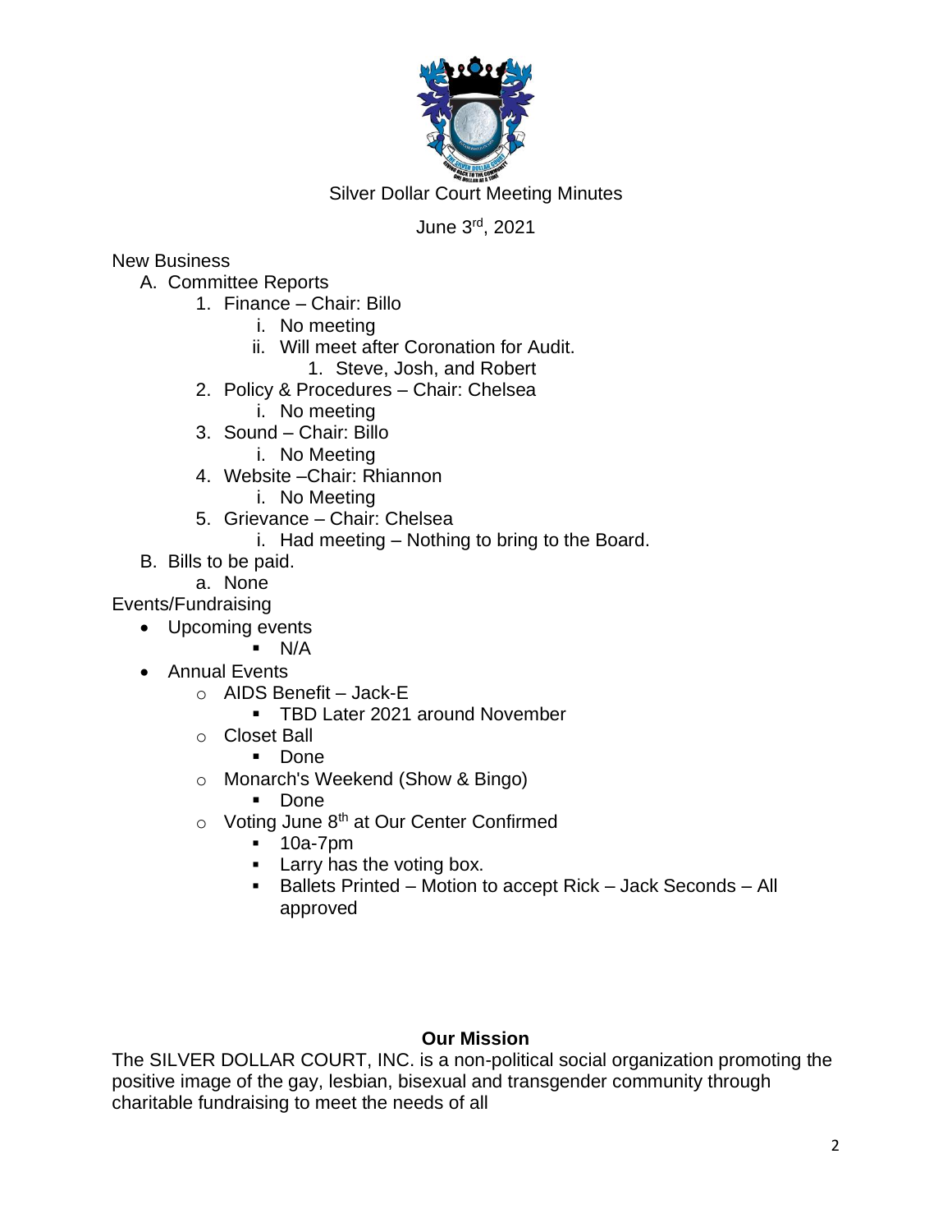Silver Dollar Court Meeting Minutes

June 3rd, 2021

New Business

A. Committee Reports
   1. Finance – Chair: Billo
      i. No meeting
      ii. Will meet after Coronation for Audit.
         1. Steve, Josh, and Robert
   2. Policy & Procedures – Chair: Chelsea
      i. No meeting
   3. Sound – Chair: Billo
      i. No Meeting
   4. Website –Chair: Rhiannon
      i. No Meeting
   5. Grievance – Chair: Chelsea
      i. Had meeting – Nothing to bring to the Board.
B. Bills to be paid.
   a. None

Events/Fundraising

- Upcoming events
  - N/A
- Annual Events
  - AIDS Benefit – Jack-E
    - TBD Later 2021 around November
  - Closet Ball
    - Done
  - Monarch's Weekend (Show & Bingo)
    - Done
  - Voting June 8th at Our Center Confirmed
    - 10a-7pm
    - Larry has the voting box.
    - Ballets Printed – Motion to accept Rick – Jack Seconds – All approved

**Our Mission**

The SILVER DOLLAR COURT, INC. is a non-political social organization promoting the positive image of the gay, lesbian, bisexual and transgender community through charitable fundraising to meet the needs of all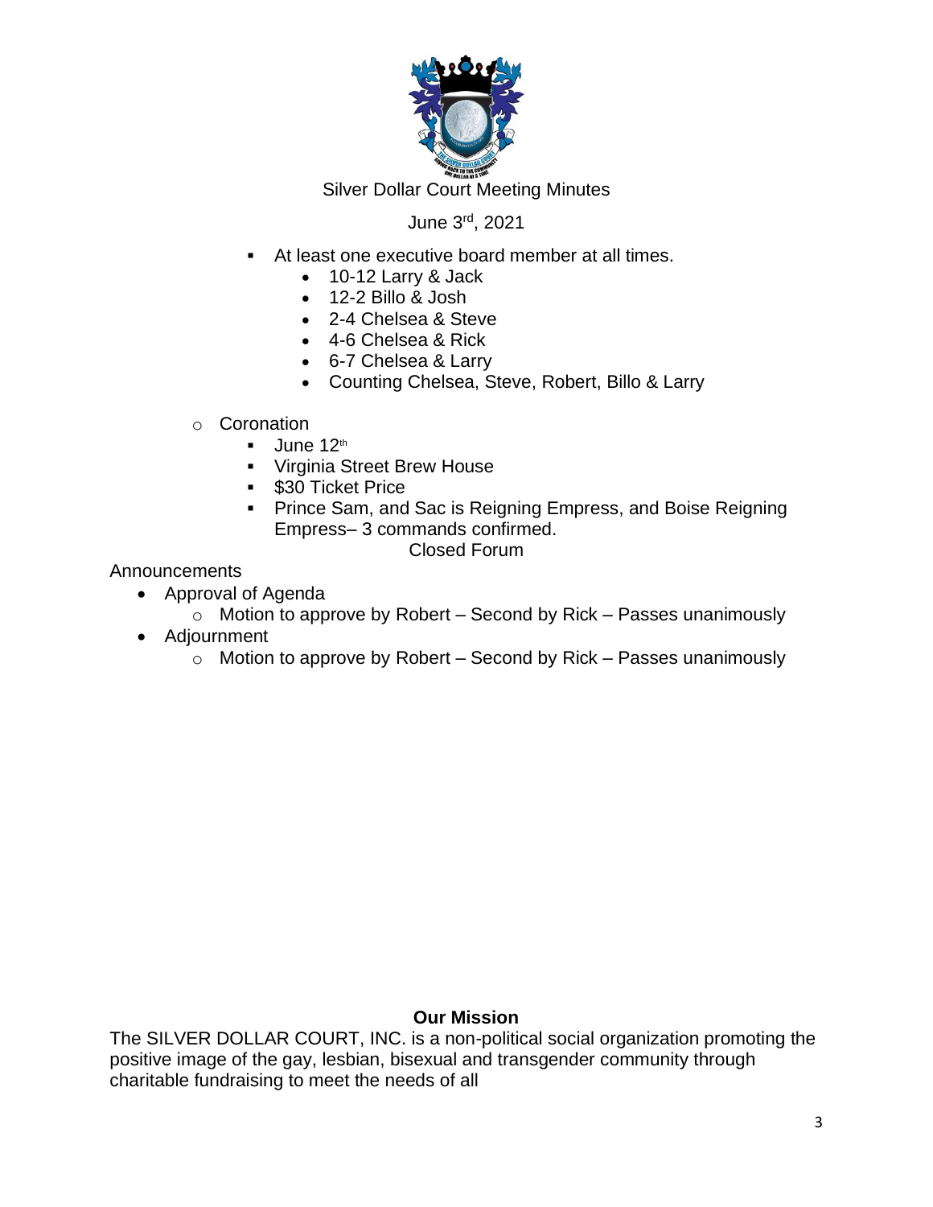Silver Dollar Court Meeting Minutes

June 3rd, 2021

- At least one executive board member at all times.
  - 10-12 Larry & Jack
  - 12-2 Billo & Josh
  - 2-4 Chelsea & Steve
  - 4-6 Chelsea & Rick
  - 6-7 Chelsea & Larry
  - Counting Chelsea, Steve, Robert, Billo & Larry

- Coronation
  - June 12th
  - Virginia Street Brew House
  - $30 Ticket Price
  - Prince Sam, and Sac is Reigning Empress, and Boise Reigning Empress– 3 commands confirmed.

Closed Forum

Announcements

- Approval of Agenda
  - Motion to approve by Robert – Second by Rick – Passes unanimously
- Adjournment
  - Motion to approve by Robert – Second by Rick – Passes unanimously

**Our Mission**

The SILVER DOLLAR COURT, INC. is a non-political social organization promoting the positive image of the gay, lesbian, bisexual and transgender community through charitable fundraising to meet the needs of all